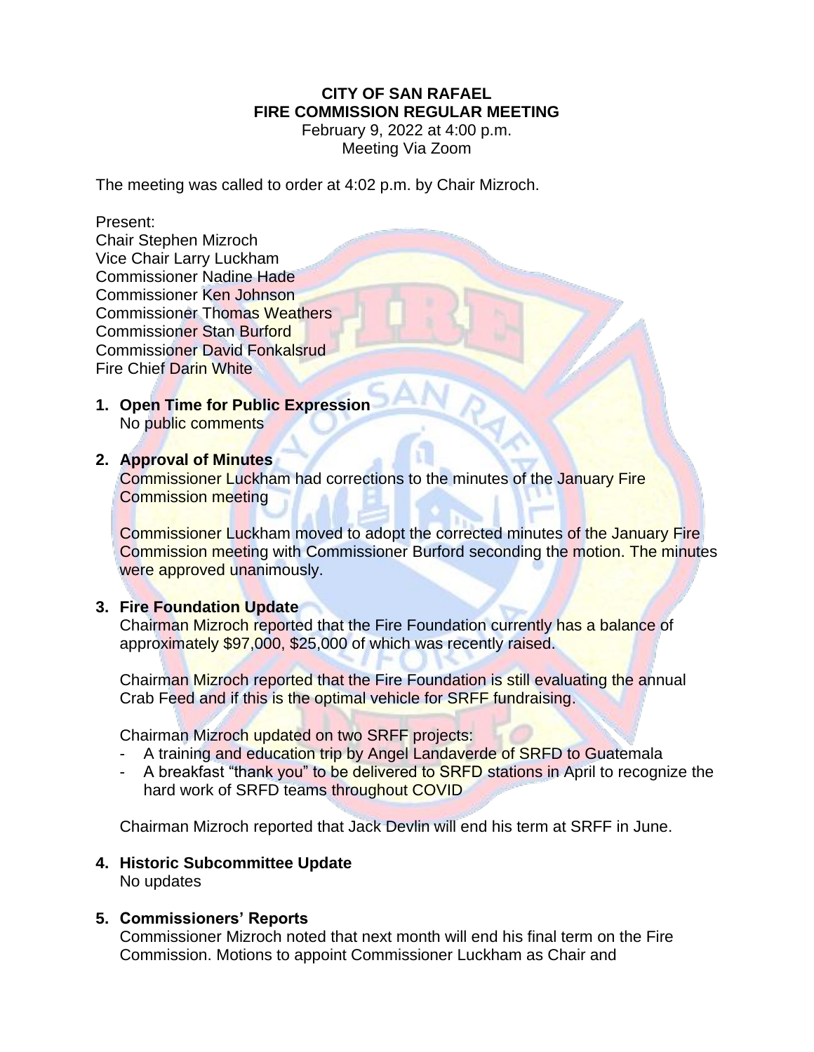**CITY OF SAN RAFAEL**
**FIRE COMMISSION REGULAR MEETING**
February 9, 2022 at 4:00 p.m.
Meeting Via Zoom

The meeting was called to order at 4:02 p.m. by Chair Mizroch.

Present:
Chair Stephen Mizroch
Vice Chair Larry Luckham
Commissioner Nadine Hade
Commissioner Ken Johnson
Commissioner Thomas Weathers
Commissioner Stan Burford
Commissioner David Fonkalsrud
Fire Chief Darin White

1. **Open Time for Public Expression**
   No public comments

2. **Approval of Minutes**
   Commissioner Luckham had corrections to the minutes of the January Fire Commission meeting

   Commissioner Luckham moved to adopt the corrected minutes of the January Fire Commission meeting with Commissioner Burford seconding the motion. The minutes were approved unanimously.

3. **Fire Foundation Update**
   Chairman Mizroch reported that the Fire Foundation currently has a balance of approximately $97,000, $25,000 of which was recently raised.

   Chairman Mizroch reported that the Fire Foundation is still evaluating the annual Crab Feed and if this is the optimal vehicle for SRFF fundraising.

   Chairman Mizroch updated on two SRFF projects:
   - A training and education trip by Angel Landaverde of SRFD to Guatemala
   - A breakfast "thank you" to be delivered to SRFD stations in April to recognize the hard work of SRFD teams throughout COVID

   Chairman Mizroch reported that Jack Devlin will end his term at SRFF in June.

4. **Historic Subcommittee Update**
   No updates

5. **Commissioners' Reports**
   Commissioner Mizroch noted that next month will end his final term on the Fire Commission. Motions to appoint Commissioner Luckham as Chair and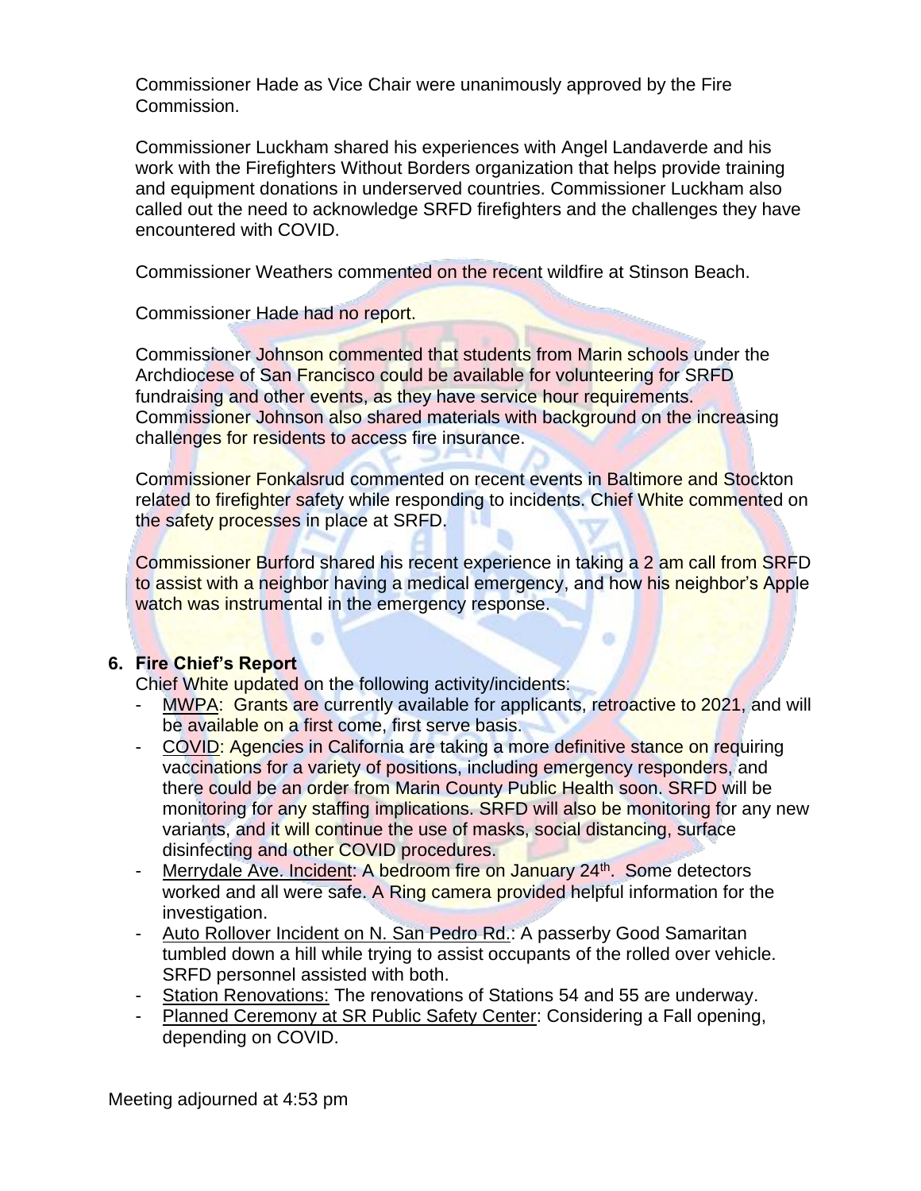Commissioner Hade as Vice Chair were unanimously approved by the Fire Commission.

Commissioner Luckham shared his experiences with Angel Landaverde and his work with the Firefighters Without Borders organization that helps provide training and equipment donations in underserved countries. Commissioner Luckham also called out the need to acknowledge SRFD firefighters and the challenges they have encountered with COVID.

Commissioner Weathers commented on the recent wildfire at Stinson Beach.

Commissioner Hade had no report.

Commissioner Johnson commented that students from Marin schools under the Archdiocese of San Francisco could be available for volunteering for SRFD fundraising and other events, as they have service hour requirements. Commissioner Johnson also shared materials with background on the increasing challenges for residents to access fire insurance.

Commissioner Fonkalsrud commented on recent events in Baltimore and Stockton related to firefighter safety while responding to incidents. Chief White commented on the safety processes in place at SRFD.

Commissioner Burford shared his recent experience in taking a 2 am call from SRFD to assist with a neighbor having a medical emergency, and how his neighbor's Apple watch was instrumental in the emergency response.

**6. Fire Chief's Report**

Chief White updated on the following activity/incidents:

- MWPA: Grants are currently available for applicants, retroactive to 2021, and will be available on a first come, first serve basis.
- COVID: Agencies in California are taking a more definitive stance on requiring vaccinations for a variety of positions, including emergency responders, and there could be an order from Marin County Public Health soon. SRFD will be monitoring for any staffing implications. SRFD will also be monitoring for any new variants, and it will continue the use of masks, social distancing, surface disinfecting and other COVID procedures.
- Merrydale Ave. Incident: A bedroom fire on January 24th. Some detectors worked and all were safe. A Ring camera provided helpful information for the investigation.
- Auto Rollover Incident on N. San Pedro Rd.: A passerby Good Samaritan tumbled down a hill while trying to assist occupants of the rolled over vehicle. SRFD personnel assisted with both.
- Station Renovations: The renovations of Stations 54 and 55 are underway.
- Planned Ceremony at SR Public Safety Center: Considering a Fall opening, depending on COVID.

Meeting adjourned at 4:53 pm